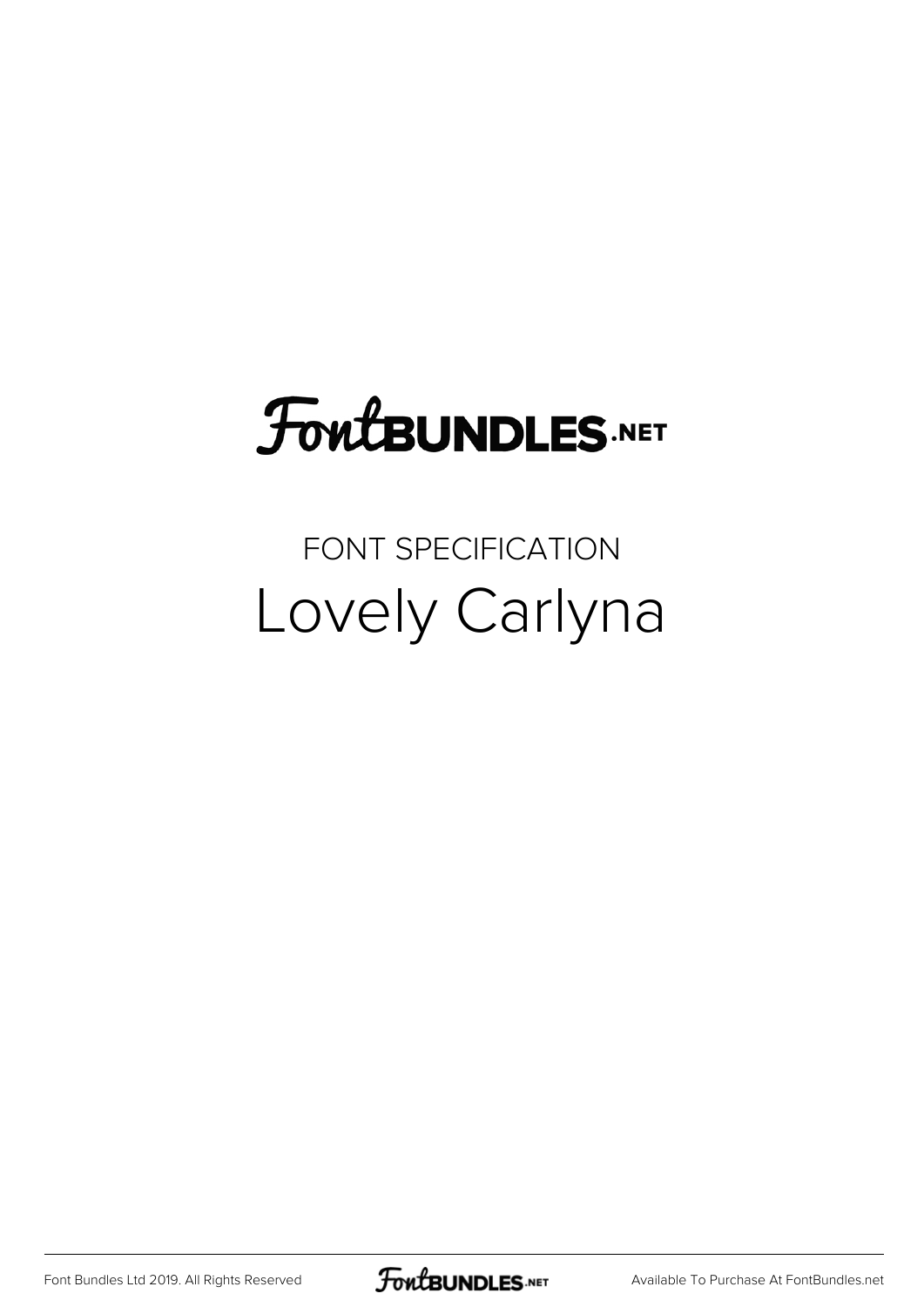FontBUNDLES.NET

FONT SPECIFICATION

# Lovely Carlyna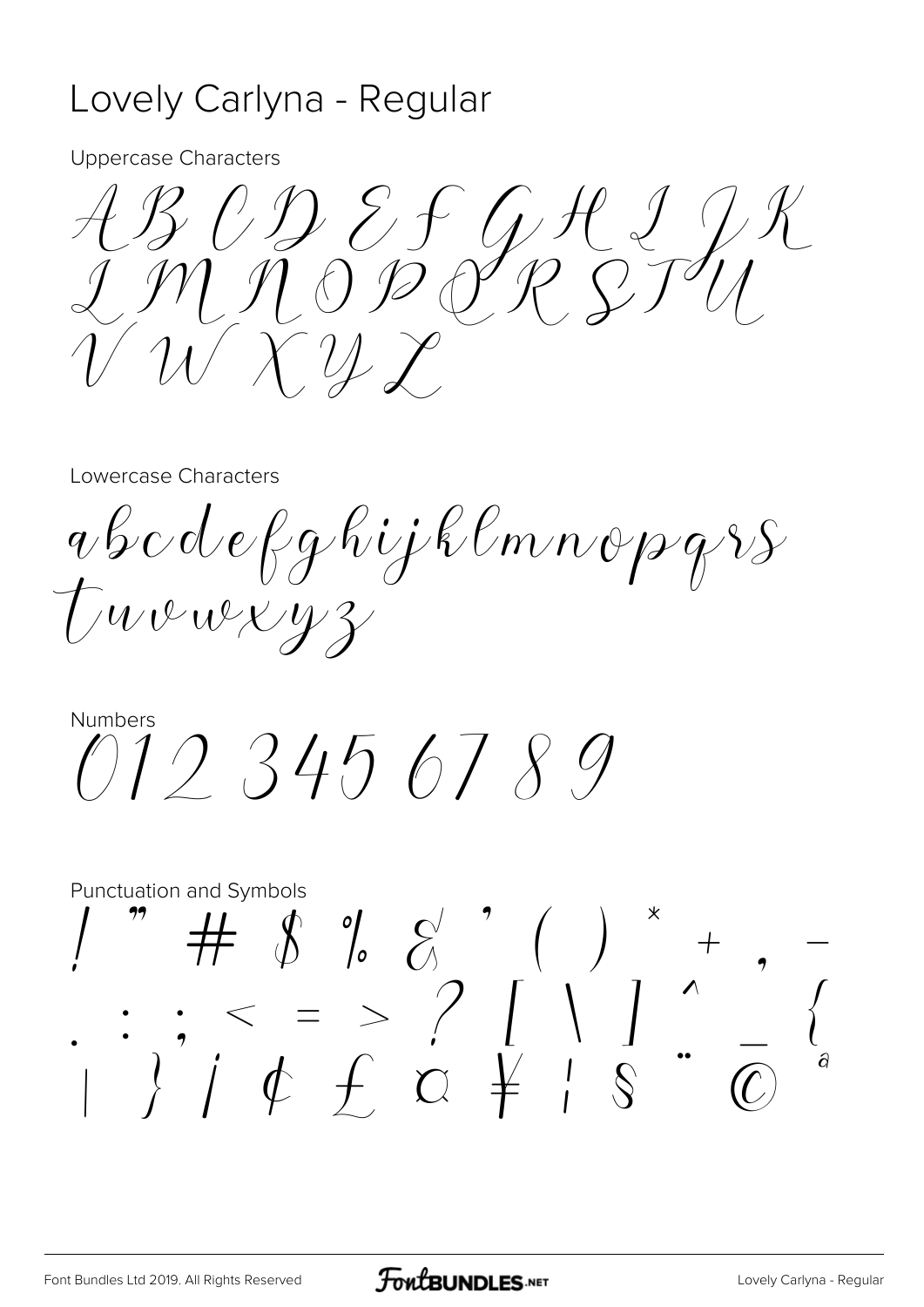# Lovely Carlyna - Regular

Uppercase Characters

A B C D E F G H I J K
L M N O P Q R S T U
V W X Y Z

Lowercase Characters

a b c d e f g h i j k l m n o p q r s
t u v w x y z

Numbers

0 1 2 3 4 5 6 7 8 9

Punctuation and Symbols

! " # $ % & ' ( ) * + , -
. : ; < = > ? [ \ ] ^ _ {
| } ¡ ¢ £ ¤ ¥ ¦ § ¨ © ª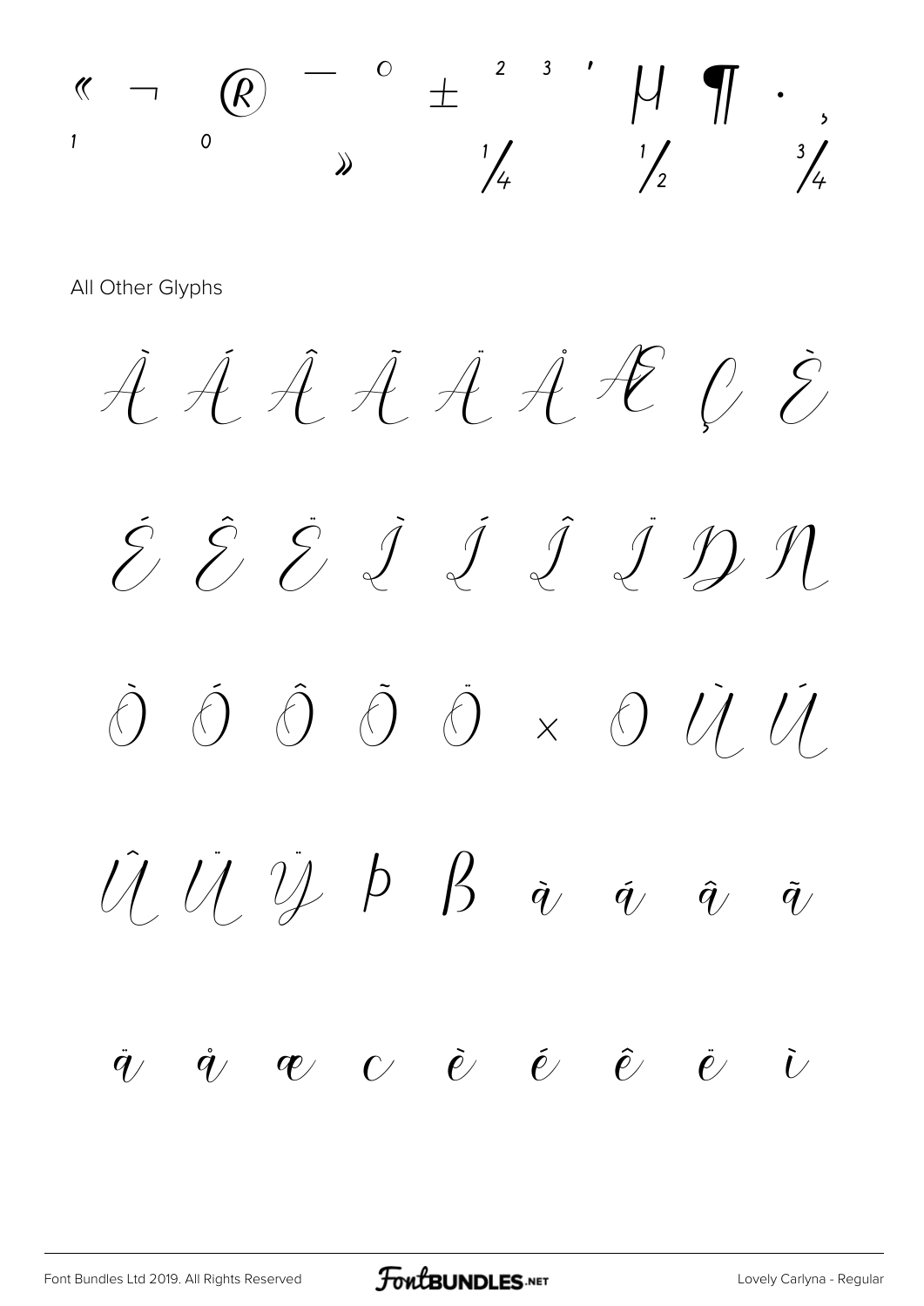« ¬ ® ¯ ° ± ² ³ ´ µ ¶ · ¸ ¹ º » ¼ ½ ¾

All Other Glyphs

À Á Â Ã Ä Å Æ Ç È

É Ê Ë Ì Í Î Ï Ð Ñ

Ò Ó Ô Õ Ö × Ø Ù Ú

Û Ü Ý Þ ß à á â ã

ä å æ ç è é ê ë ì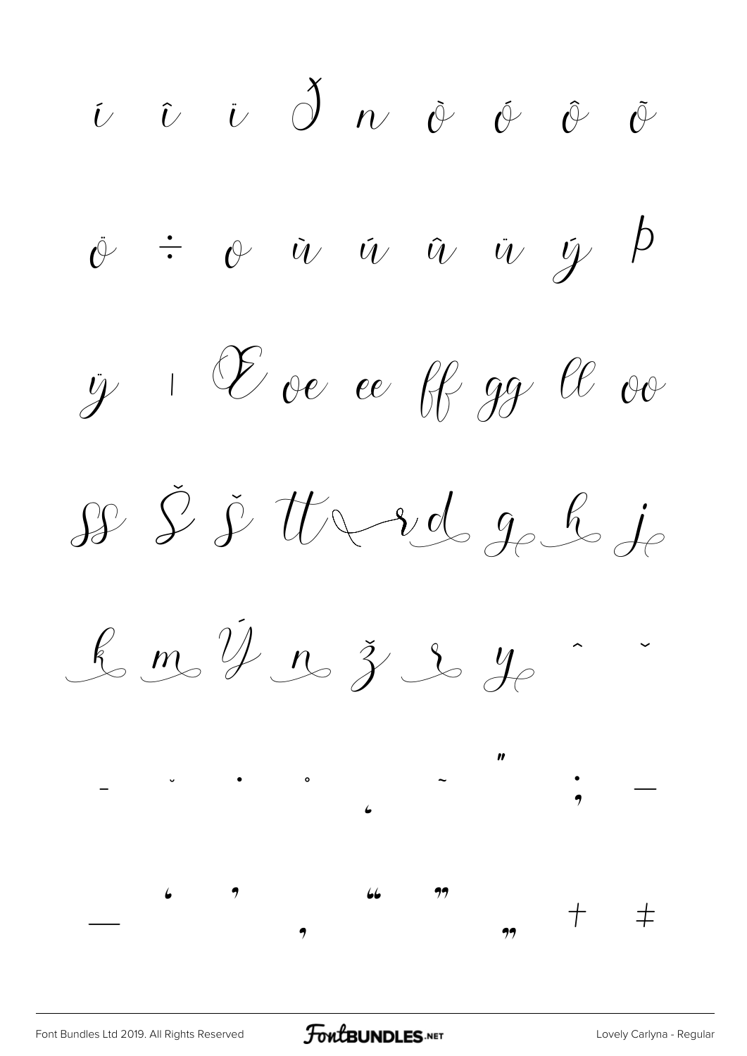í î ï ð ñ ò ó ô õ

ö ÷ ø ù ú û ü ý þ

ÿ ı Œ œ æ ff gg ll oo

ss Š š tt ✓ rd g h j

k m Ý n ž r y ˆ ˇ

¯ ˘ ˙ ˚ ˛ ˜ ˝ ; —

— ' ' ‚ " " „ † ‡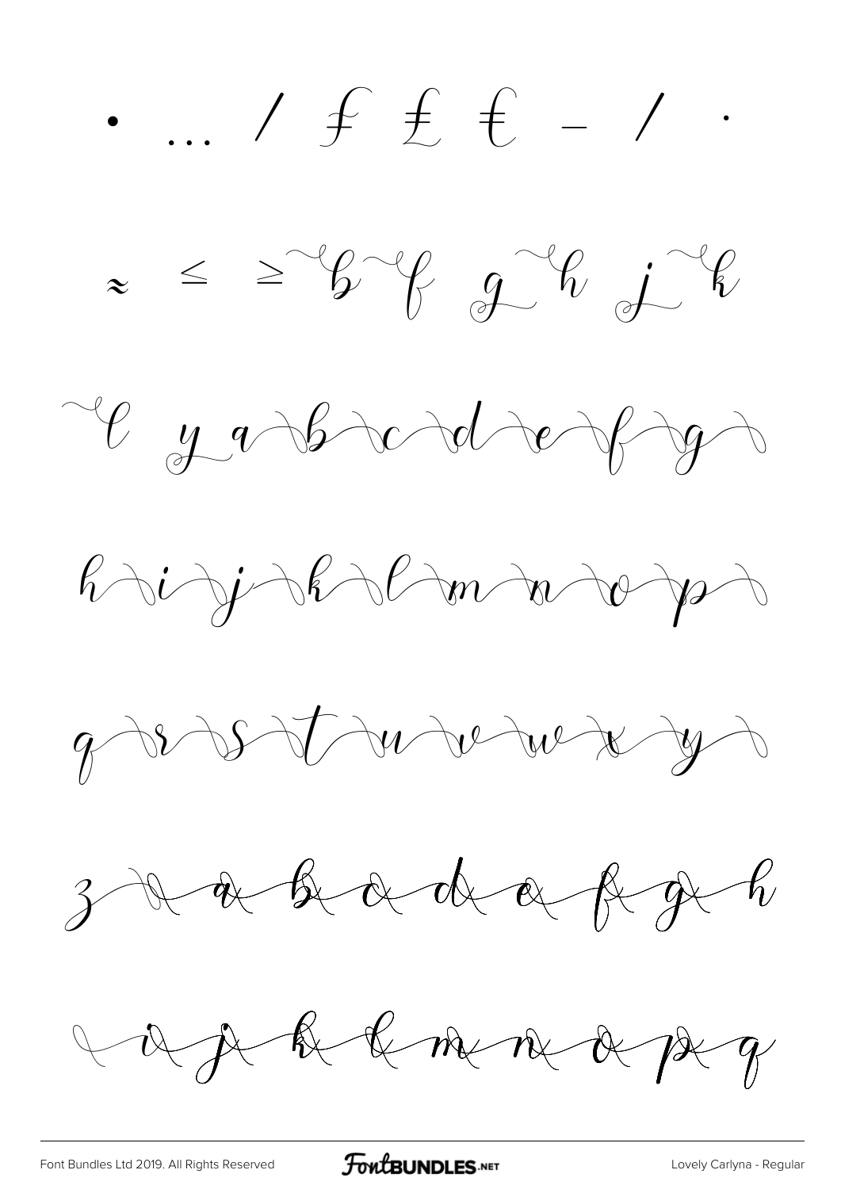• … / ₣ ₤ ₠ – / ·

≈ ≤ ≥ b f g h j k

l y a b c d e f g

h i j k l m n o p

q r s t u v w x y

z a b c d e f g h

i j k l m n o p q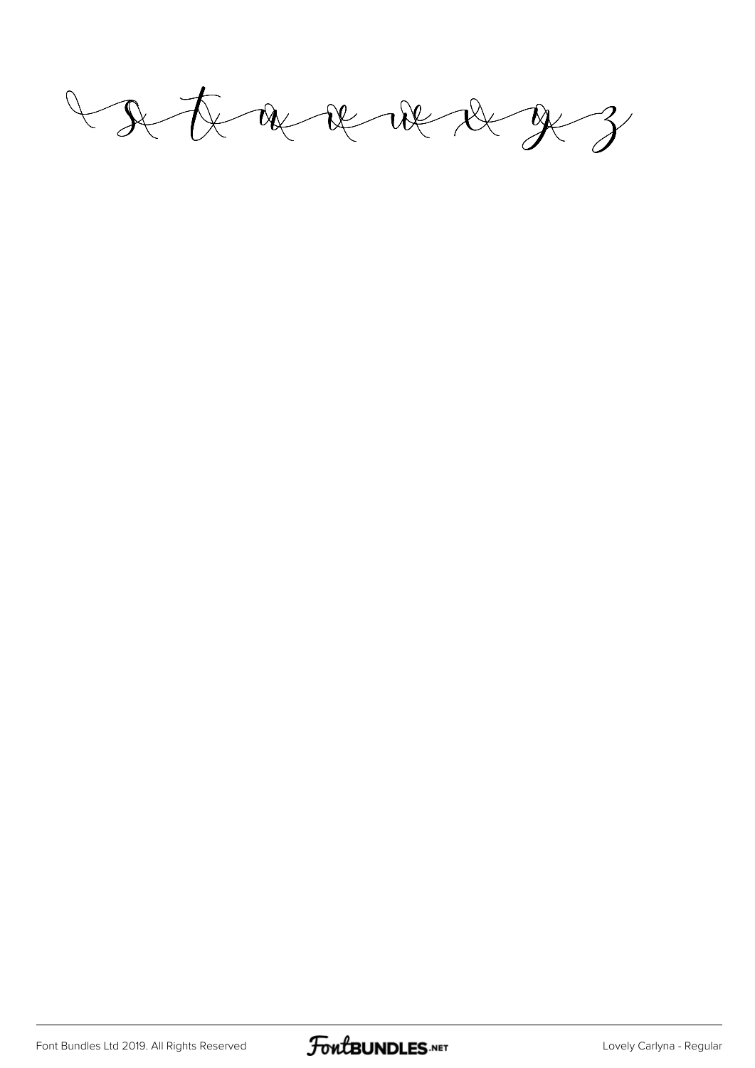s t u v w x y z